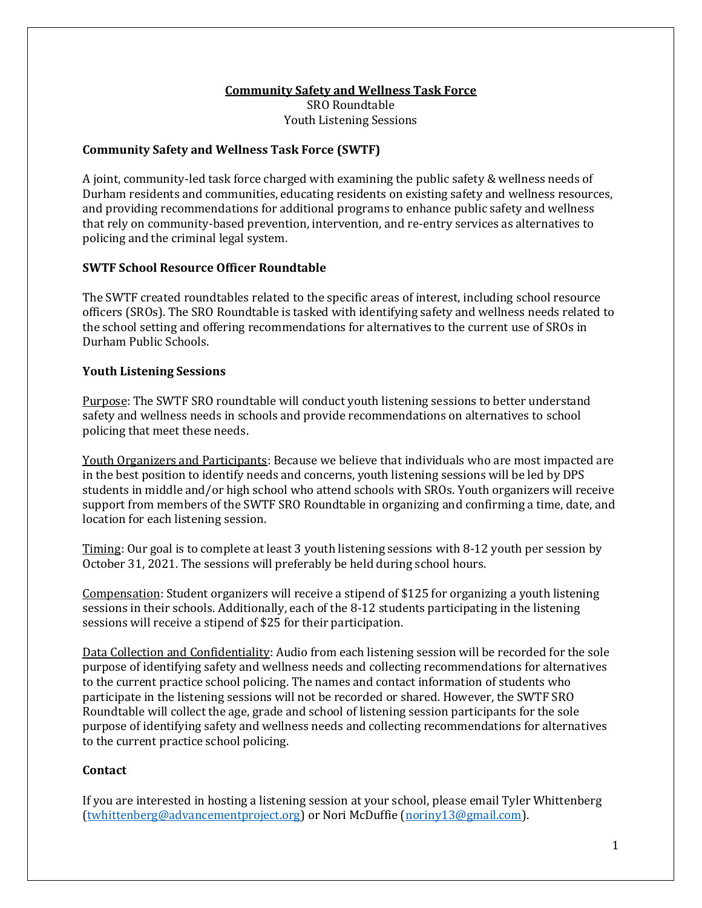# **Community Safety and Wellness Task Force**

SRO Roundtable
Youth Listening Sessions

## Community Safety and Wellness Task Force (SWTF)

A joint, community-led task force charged with examining the public safety & wellness needs of Durham residents and communities, educating residents on existing safety and wellness resources, and providing recommendations for additional programs to enhance public safety and wellness that rely on community-based prevention, intervention, and re-entry services as alternatives to policing and the criminal legal system.

## SWTF School Resource Officer Roundtable

The SWTF created roundtables related to the specific areas of interest, including school resource officers (SROs). The SRO Roundtable is tasked with identifying safety and wellness needs related to the school setting and offering recommendations for alternatives to the current use of SROs in Durham Public Schools.

## Youth Listening Sessions

Purpose: The SWTF SRO roundtable will conduct youth listening sessions to better understand safety and wellness needs in schools and provide recommendations on alternatives to school policing that meet these needs.

Youth Organizers and Participants: Because we believe that individuals who are most impacted are in the best position to identify needs and concerns, youth listening sessions will be led by DPS students in middle and/or high school who attend schools with SROs. Youth organizers will receive support from members of the SWTF SRO Roundtable in organizing and confirming a time, date, and location for each listening session.

Timing: Our goal is to complete at least 3 youth listening sessions with 8-12 youth per session by October 31, 2021. The sessions will preferably be held during school hours.

Compensation: Student organizers will receive a stipend of $125 for organizing a youth listening sessions in their schools. Additionally, each of the 8-12 students participating in the listening sessions will receive a stipend of $25 for their participation.

Data Collection and Confidentiality: Audio from each listening session will be recorded for the sole purpose of identifying safety and wellness needs and collecting recommendations for alternatives to the current practice school policing. The names and contact information of students who participate in the listening sessions will not be recorded or shared. However, the SWTF SRO Roundtable will collect the age, grade and school of listening session participants for the sole purpose of identifying safety and wellness needs and collecting recommendations for alternatives to the current practice school policing.

## Contact

If you are interested in hosting a listening session at your school, please email Tyler Whittenberg (twhittenberg@advancementproject.org) or Nori McDuffie (noriny13@gmail.com).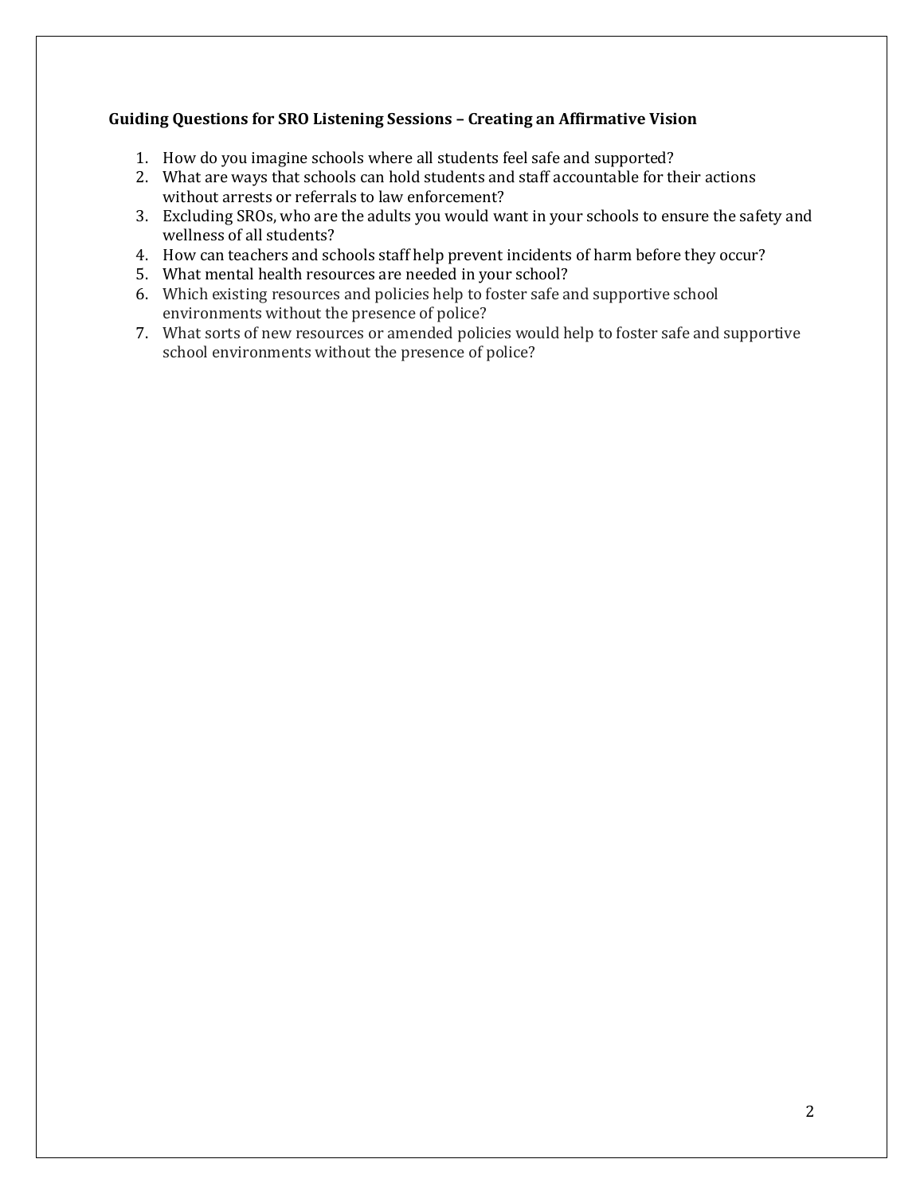**Guiding Questions for SRO Listening Sessions – Creating an Affirmative Vision**

1. How do you imagine schools where all students feel safe and supported?
2. What are ways that schools can hold students and staff accountable for their actions without arrests or referrals to law enforcement?
3. Excluding SROs, who are the adults you would want in your schools to ensure the safety and wellness of all students?
4. How can teachers and schools staff help prevent incidents of harm before they occur?
5. What mental health resources are needed in your school?
6. Which existing resources and policies help to foster safe and supportive school environments without the presence of police?
7. What sorts of new resources or amended policies would help to foster safe and supportive school environments without the presence of police?